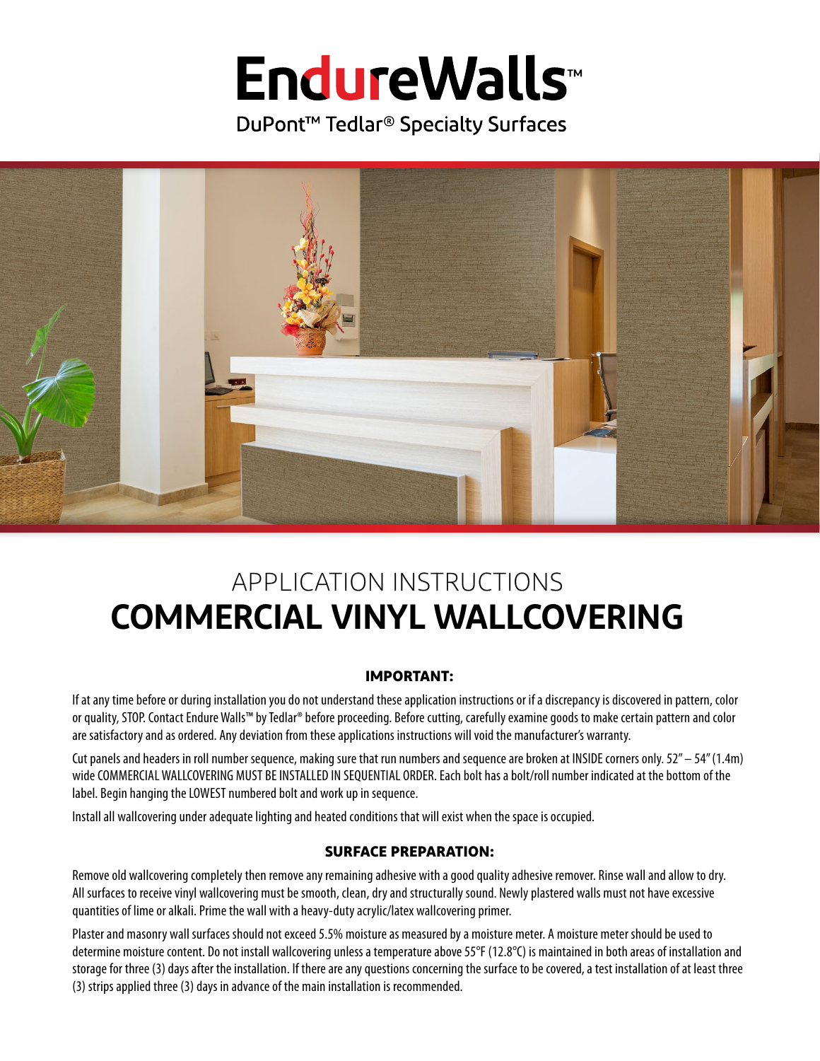# EndureWalls™

DuPont™ Tedlar® Specialty Surfaces

## APPLICATION INSTRUCTIONS
# COMMERCIAL VINYL WALLCOVERING

### IMPORTANT:

If at any time before or during installation you do not understand these application instructions or if a discrepancy is discovered in pattern, color or quality, STOP. Contact Endure Walls™ by Tedlar® before proceeding. Before cutting, carefully examine goods to make certain pattern and color are satisfactory and as ordered. Any deviation from these applications instructions will void the manufacturer's warranty.

Cut panels and headers in roll number sequence, making sure that run numbers and sequence are broken at INSIDE corners only. 52" – 54" (1.4m) wide COMMERCIAL WALLCOVERING MUST BE INSTALLED IN SEQUENTIAL ORDER. Each bolt has a bolt/roll number indicated at the bottom of the label. Begin hanging the LOWEST numbered bolt and work up in sequence.

Install all wallcovering under adequate lighting and heated conditions that will exist when the space is occupied.

### SURFACE PREPARATION:

Remove old wallcovering completely then remove any remaining adhesive with a good quality adhesive remover. Rinse wall and allow to dry. All surfaces to receive vinyl wallcovering must be smooth, clean, dry and structurally sound. Newly plastered walls must not have excessive quantities of lime or alkali. Prime the wall with a heavy-duty acrylic/latex wallcovering primer.

Plaster and masonry wall surfaces should not exceed 5.5% moisture as measured by a moisture meter. A moisture meter should be used to determine moisture content. Do not install wallcovering unless a temperature above 55°F (12.8°C) is maintained in both areas of installation and storage for three (3) days after the installation. If there are any questions concerning the surface to be covered, a test installation of at least three (3) strips applied three (3) days in advance of the main installation is recommended.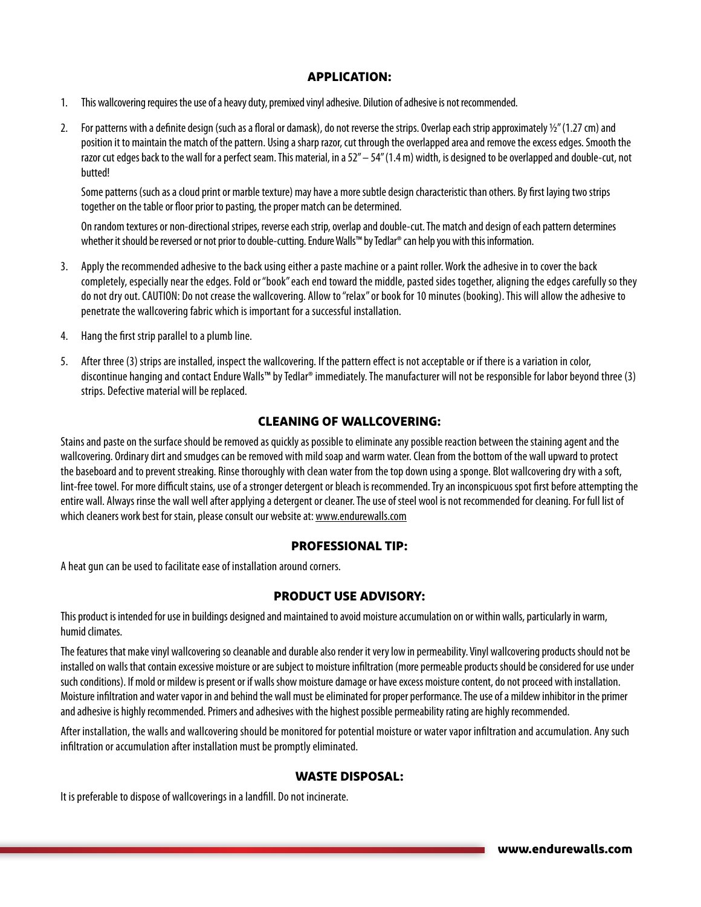## APPLICATION:

1. This wallcovering requires the use of a heavy duty, premixed vinyl adhesive. Dilution of adhesive is not recommended.

2. For patterns with a definite design (such as a floral or damask), do not reverse the strips. Overlap each strip approximately ½" (1.27 cm) and position it to maintain the match of the pattern. Using a sharp razor, cut through the overlapped area and remove the excess edges. Smooth the razor cut edges back to the wall for a perfect seam. This material, in a 52" – 54" (1.4 m) width, is designed to be overlapped and double-cut, not butted!

   Some patterns (such as a cloud print or marble texture) may have a more subtle design characteristic than others. By first laying two strips together on the table or floor prior to pasting, the proper match can be determined.

   On random textures or non-directional stripes, reverse each strip, overlap and double-cut. The match and design of each pattern determines whether it should be reversed or not prior to double-cutting. Endure Walls™ by Tedlar® can help you with this information.

3. Apply the recommended adhesive to the back using either a paste machine or a paint roller. Work the adhesive in to cover the back completely, especially near the edges. Fold or "book" each end toward the middle, pasted sides together, aligning the edges carefully so they do not dry out. CAUTION: Do not crease the wallcovering. Allow to "relax" or book for 10 minutes (booking). This will allow the adhesive to penetrate the wallcovering fabric which is important for a successful installation.

4. Hang the first strip parallel to a plumb line.

5. After three (3) strips are installed, inspect the wallcovering. If the pattern effect is not acceptable or if there is a variation in color, discontinue hanging and contact Endure Walls™ by Tedlar® immediately. The manufacturer will not be responsible for labor beyond three (3) strips. Defective material will be replaced.

## CLEANING OF WALLCOVERING:

Stains and paste on the surface should be removed as quickly as possible to eliminate any possible reaction between the staining agent and the wallcovering. Ordinary dirt and smudges can be removed with mild soap and warm water. Clean from the bottom of the wall upward to protect the baseboard and to prevent streaking. Rinse thoroughly with clean water from the top down using a sponge. Blot wallcovering dry with a soft, lint-free towel. For more difficult stains, use of a stronger detergent or bleach is recommended. Try an inconspicuous spot first before attempting the entire wall. Always rinse the wall well after applying a detergent or cleaner. The use of steel wool is not recommended for cleaning. For full list of which cleaners work best for stain, please consult our website at: www.endurewalls.com

## PROFESSIONAL TIP:

A heat gun can be used to facilitate ease of installation around corners.

## PRODUCT USE ADVISORY:

This product is intended for use in buildings designed and maintained to avoid moisture accumulation on or within walls, particularly in warm, humid climates.

The features that make vinyl wallcovering so cleanable and durable also render it very low in permeability. Vinyl wallcovering products should not be installed on walls that contain excessive moisture or are subject to moisture infiltration (more permeable products should be considered for use under such conditions). If mold or mildew is present or if walls show moisture damage or have excess moisture content, do not proceed with installation. Moisture infiltration and water vapor in and behind the wall must be eliminated for proper performance. The use of a mildew inhibitor in the primer and adhesive is highly recommended. Primers and adhesives with the highest possible permeability rating are highly recommended.

After installation, the walls and wallcovering should be monitored for potential moisture or water vapor infiltration and accumulation. Any such infiltration or accumulation after installation must be promptly eliminated.

## WASTE DISPOSAL:

It is preferable to dispose of wallcoverings in a landfill. Do not incinerate.